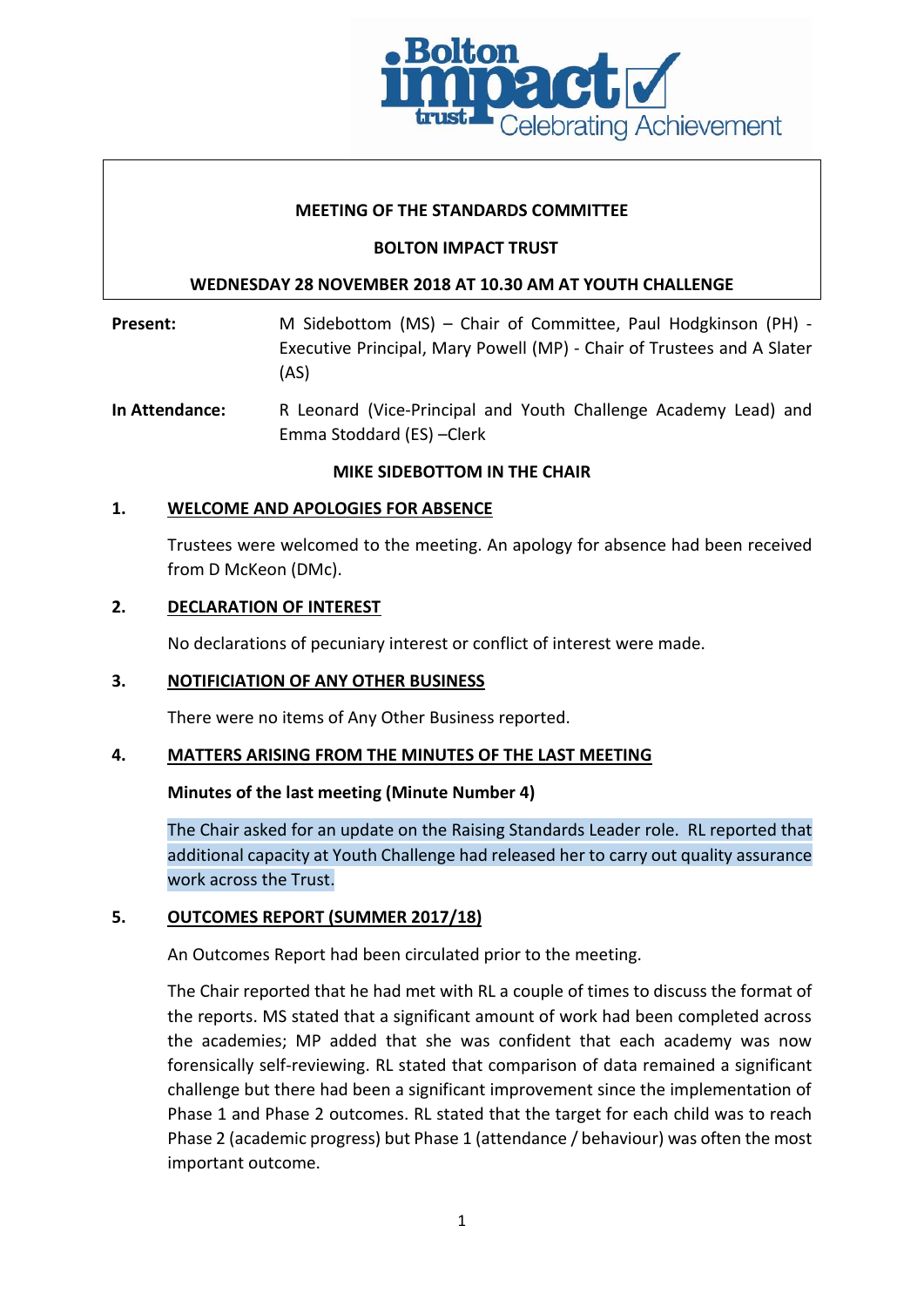**MEETING OF THE STANDARDS COMMITTEE**

**BOLTON IMPACT TRUST**

**WEDNESDAY 28 NOVEMBER 2018 AT 10.30 AM AT YOUTH CHALLENGE**

**Present:** M Sidebottom (MS) – Chair of Committee, Paul Hodgkinson (PH) - Executive Principal, Mary Powell (MP) - Chair of Trustees and A Slater (AS)

**In Attendance:** R Leonard (Vice-Principal and Youth Challenge Academy Lead) and Emma Stoddard (ES) –Clerk

**MIKE SIDEBOTTOM IN THE CHAIR**

## 1. WELCOME AND APOLOGIES FOR ABSENCE

Trustees were welcomed to the meeting. An apology for absence had been received from D McKeon (DMc).

## 2. DECLARATION OF INTEREST

No declarations of pecuniary interest or conflict of interest were made.

## 3. NOTIFICIATION OF ANY OTHER BUSINESS

There were no items of Any Other Business reported.

## 4. MATTERS ARISING FROM THE MINUTES OF THE LAST MEETING

**Minutes of the last meeting (Minute Number 4)**

The Chair asked for an update on the Raising Standards Leader role. RL reported that additional capacity at Youth Challenge had released her to carry out quality assurance work across the Trust.

## 5. OUTCOMES REPORT (SUMMER 2017/18)

An Outcomes Report had been circulated prior to the meeting.

The Chair reported that he had met with RL a couple of times to discuss the format of the reports. MS stated that a significant amount of work had been completed across the academies; MP added that she was confident that each academy was now forensically self-reviewing. RL stated that comparison of data remained a significant challenge but there had been a significant improvement since the implementation of Phase 1 and Phase 2 outcomes. RL stated that the target for each child was to reach Phase 2 (academic progress) but Phase 1 (attendance / behaviour) was often the most important outcome.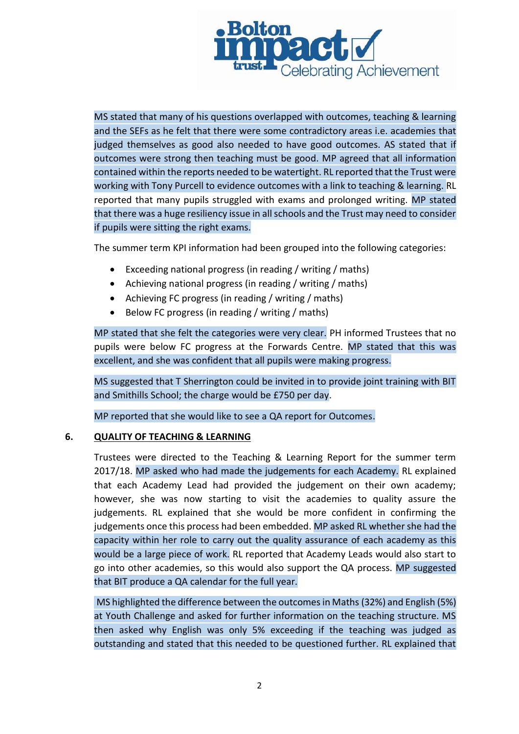MS stated that many of his questions overlapped with outcomes, teaching & learning and the SEFs as he felt that there were some contradictory areas i.e. academies that judged themselves as good also needed to have good outcomes. AS stated that if outcomes were strong then teaching must be good. MP agreed that all information contained within the reports needed to be watertight. RL reported that the Trust were working with Tony Purcell to evidence outcomes with a link to teaching & learning. RL reported that many pupils struggled with exams and prolonged writing. MP stated that there was a huge resiliency issue in all schools and the Trust may need to consider if pupils were sitting the right exams.

The summer term KPI information had been grouped into the following categories:

- Exceeding national progress (in reading / writing / maths)
- Achieving national progress (in reading / writing / maths)
- Achieving FC progress (in reading / writing / maths)
- Below FC progress (in reading / writing / maths)

MP stated that she felt the categories were very clear. PH informed Trustees that no pupils were below FC progress at the Forwards Centre. MP stated that this was excellent, and she was confident that all pupils were making progress.

MS suggested that T Sherrington could be invited in to provide joint training with BIT and Smithills School; the charge would be £750 per day.

MP reported that she would like to see a QA report for Outcomes.

## 6. QUALITY OF TEACHING & LEARNING

Trustees were directed to the Teaching & Learning Report for the summer term 2017/18. MP asked who had made the judgements for each Academy. RL explained that each Academy Lead had provided the judgement on their own academy; however, she was now starting to visit the academies to quality assure the judgements. RL explained that she would be more confident in confirming the judgements once this process had been embedded. MP asked RL whether she had the capacity within her role to carry out the quality assurance of each academy as this would be a large piece of work. RL reported that Academy Leads would also start to go into other academies, so this would also support the QA process. MP suggested that BIT produce a QA calendar for the full year.

MS highlighted the difference between the outcomes in Maths (32%) and English (5%) at Youth Challenge and asked for further information on the teaching structure. MS then asked why English was only 5% exceeding if the teaching was judged as outstanding and stated that this needed to be questioned further. RL explained that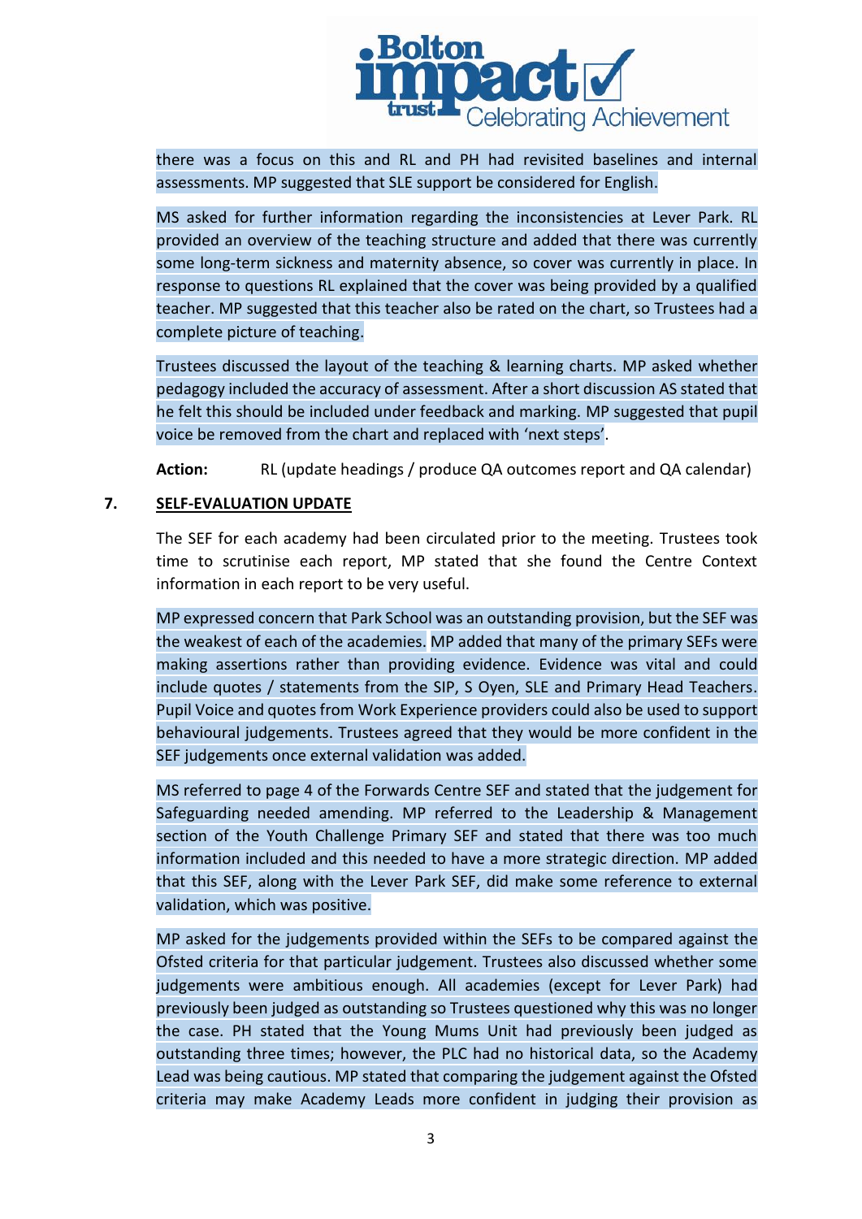there was a focus on this and RL and PH had revisited baselines and internal assessments. MP suggested that SLE support be considered for English.

MS asked for further information regarding the inconsistencies at Lever Park. RL provided an overview of the teaching structure and added that there was currently some long-term sickness and maternity absence, so cover was currently in place. In response to questions RL explained that the cover was being provided by a qualified teacher. MP suggested that this teacher also be rated on the chart, so Trustees had a complete picture of teaching.

Trustees discussed the layout of the teaching & learning charts. MP asked whether pedagogy included the accuracy of assessment. After a short discussion AS stated that he felt this should be included under feedback and marking. MP suggested that pupil voice be removed from the chart and replaced with 'next steps'.

**Action:** RL (update headings / produce QA outcomes report and QA calendar)

## 7. SELF-EVALUATION UPDATE

The SEF for each academy had been circulated prior to the meeting. Trustees took time to scrutinise each report, MP stated that she found the Centre Context information in each report to be very useful.

MP expressed concern that Park School was an outstanding provision, but the SEF was the weakest of each of the academies. MP added that many of the primary SEFs were making assertions rather than providing evidence. Evidence was vital and could include quotes / statements from the SIP, S Oyen, SLE and Primary Head Teachers. Pupil Voice and quotes from Work Experience providers could also be used to support behavioural judgements. Trustees agreed that they would be more confident in the SEF judgements once external validation was added.

MS referred to page 4 of the Forwards Centre SEF and stated that the judgement for Safeguarding needed amending. MP referred to the Leadership & Management section of the Youth Challenge Primary SEF and stated that there was too much information included and this needed to have a more strategic direction. MP added that this SEF, along with the Lever Park SEF, did make some reference to external validation, which was positive.

MP asked for the judgements provided within the SEFs to be compared against the Ofsted criteria for that particular judgement. Trustees also discussed whether some judgements were ambitious enough. All academies (except for Lever Park) had previously been judged as outstanding so Trustees questioned why this was no longer the case. PH stated that the Young Mums Unit had previously been judged as outstanding three times; however, the PLC had no historical data, so the Academy Lead was being cautious. MP stated that comparing the judgement against the Ofsted criteria may make Academy Leads more confident in judging their provision as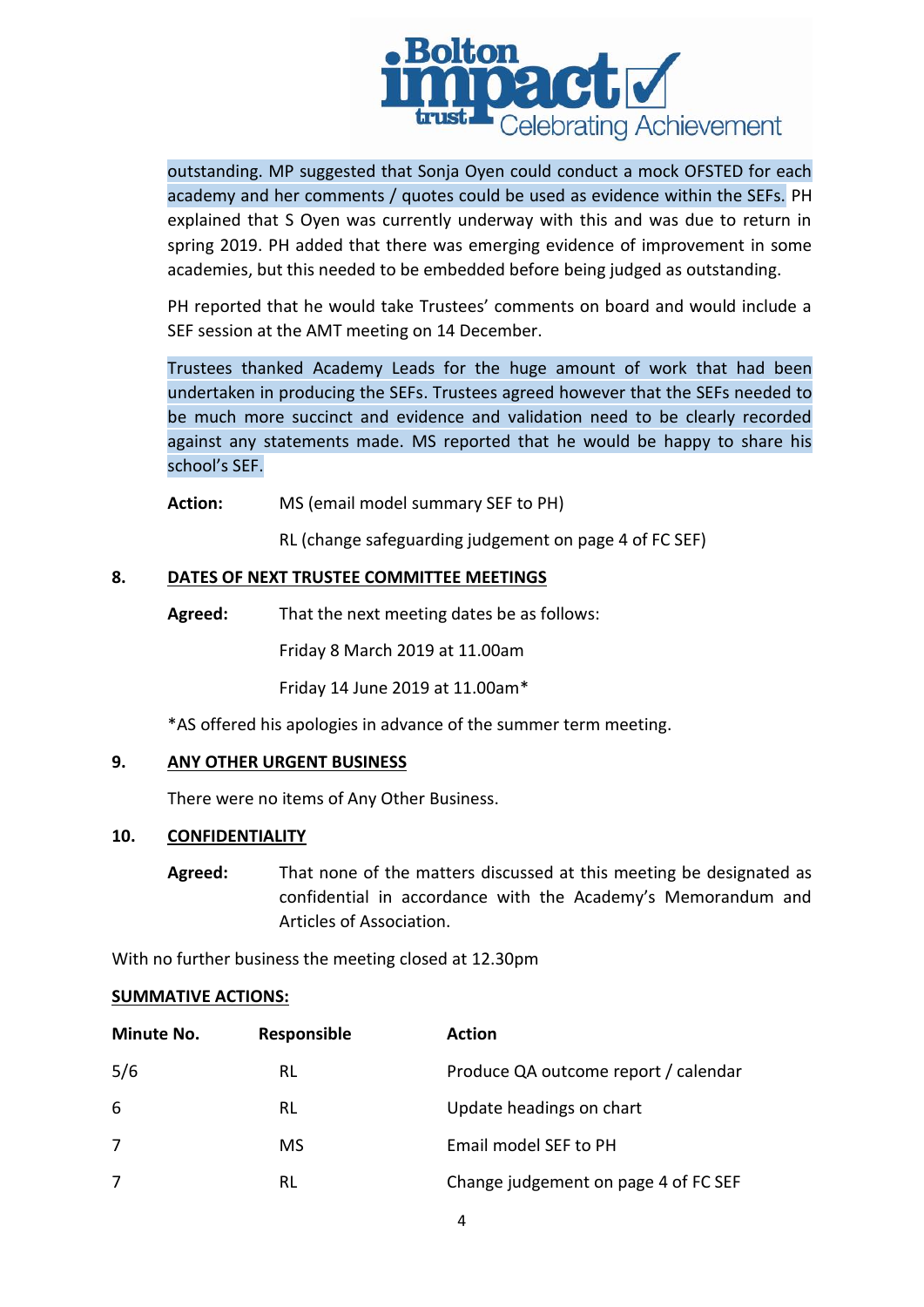outstanding. MP suggested that Sonja Oyen could conduct a mock OFSTED for each academy and her comments / quotes could be used as evidence within the SEFs. PH explained that S Oyen was currently underway with this and was due to return in spring 2019. PH added that there was emerging evidence of improvement in some academies, but this needed to be embedded before being judged as outstanding.

PH reported that he would take Trustees' comments on board and would include a SEF session at the AMT meeting on 14 December.

Trustees thanked Academy Leads for the huge amount of work that had been undertaken in producing the SEFs. Trustees agreed however that the SEFs needed to be much more succinct and evidence and validation need to be clearly recorded against any statements made. MS reported that he would be happy to share his school's SEF.

**Action:** MS (email model summary SEF to PH)

RL (change safeguarding judgement on page 4 of FC SEF)

**8. DATES OF NEXT TRUSTEE COMMITTEE MEETINGS**

**Agreed:** That the next meeting dates be as follows:

Friday 8 March 2019 at 11.00am

Friday 14 June 2019 at 11.00am*

*AS offered his apologies in advance of the summer term meeting.

**9. ANY OTHER URGENT BUSINESS**

There were no items of Any Other Business.

**10. CONFIDENTIALITY**

**Agreed:** That none of the matters discussed at this meeting be designated as confidential in accordance with the Academy's Memorandum and Articles of Association.

With no further business the meeting closed at 12.30pm

**SUMMATIVE ACTIONS:**

| Minute No. | Responsible | Action |
|---|---|---|
| 5/6 | RL | Produce QA outcome report / calendar |
| 6 | RL | Update headings on chart |
| 7 | MS | Email model SEF to PH |
| 7 | RL | Change judgement on page 4 of FC SEF |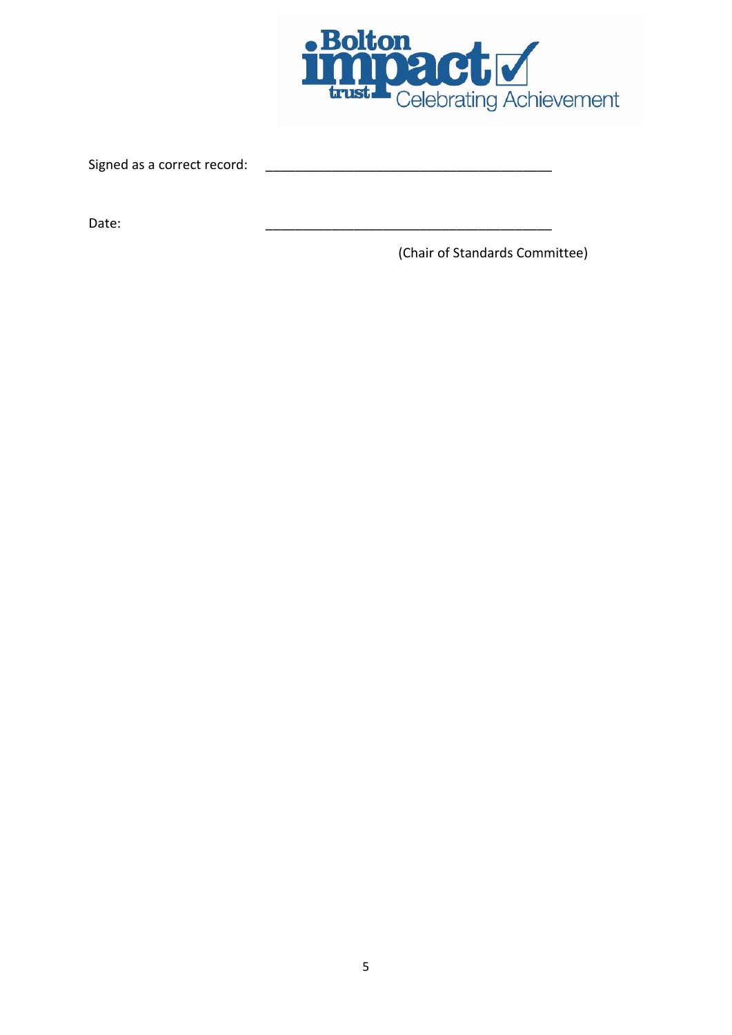Signed as a correct record: ________________________________________

Date: ________________________________________

(Chair of Standards Committee)